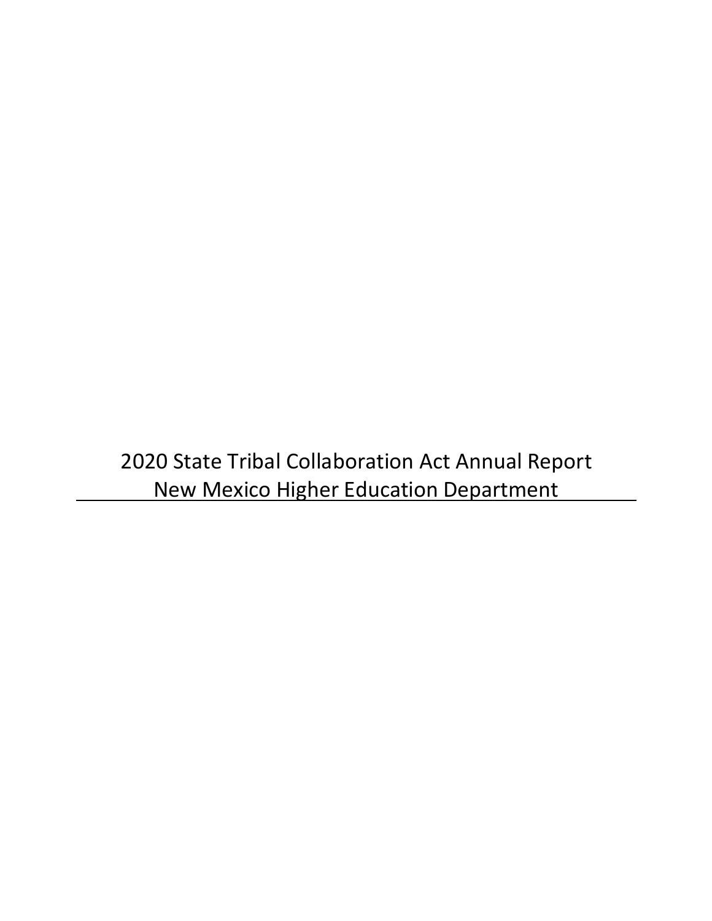# 2020 State Tribal Collaboration Act Annual Report

## New Mexico Higher Education Department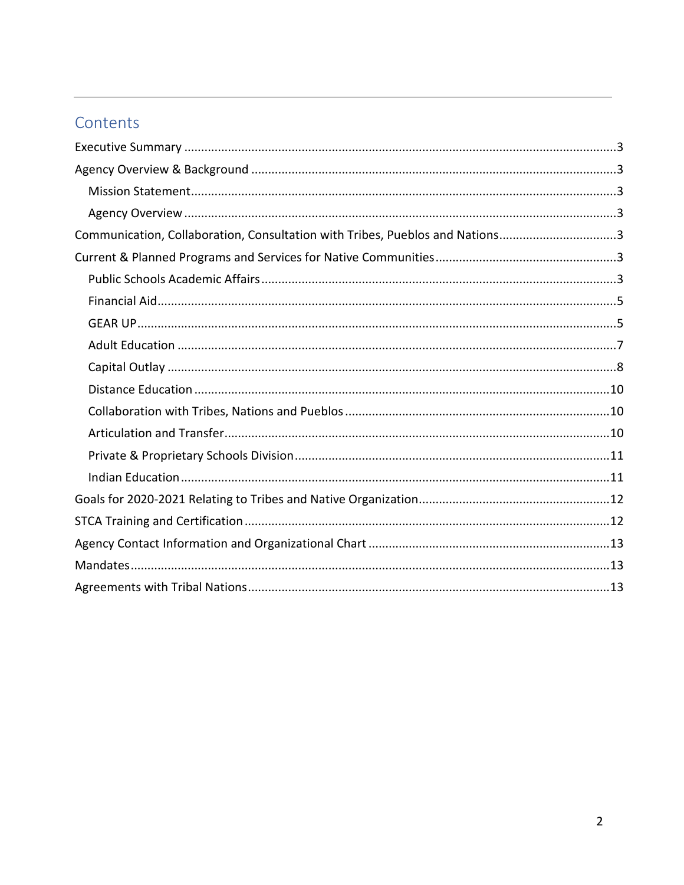## Contents

- Executive Summary ... 3
- Agency Overview & Background ... 3
  - Mission Statement ... 3
  - Agency Overview ... 3
- Communication, Collaboration, Consultation with Tribes, Pueblos and Nations ... 3
- Current & Planned Programs and Services for Native Communities ... 3
  - Public Schools Academic Affairs ... 3
  - Financial Aid ... 5
  - GEAR UP ... 5
  - Adult Education ... 7
  - Capital Outlay ... 8
  - Distance Education ... 10
  - Collaboration with Tribes, Nations and Pueblos ... 10
  - Articulation and Transfer ... 10
  - Private & Proprietary Schools Division ... 11
  - Indian Education ... 11
- Goals for 2020-2021 Relating to Tribes and Native Organization ... 12
- STCA Training and Certification ... 12
- Agency Contact Information and Organizational Chart ... 13
- Mandates ... 13
- Agreements with Tribal Nations ... 13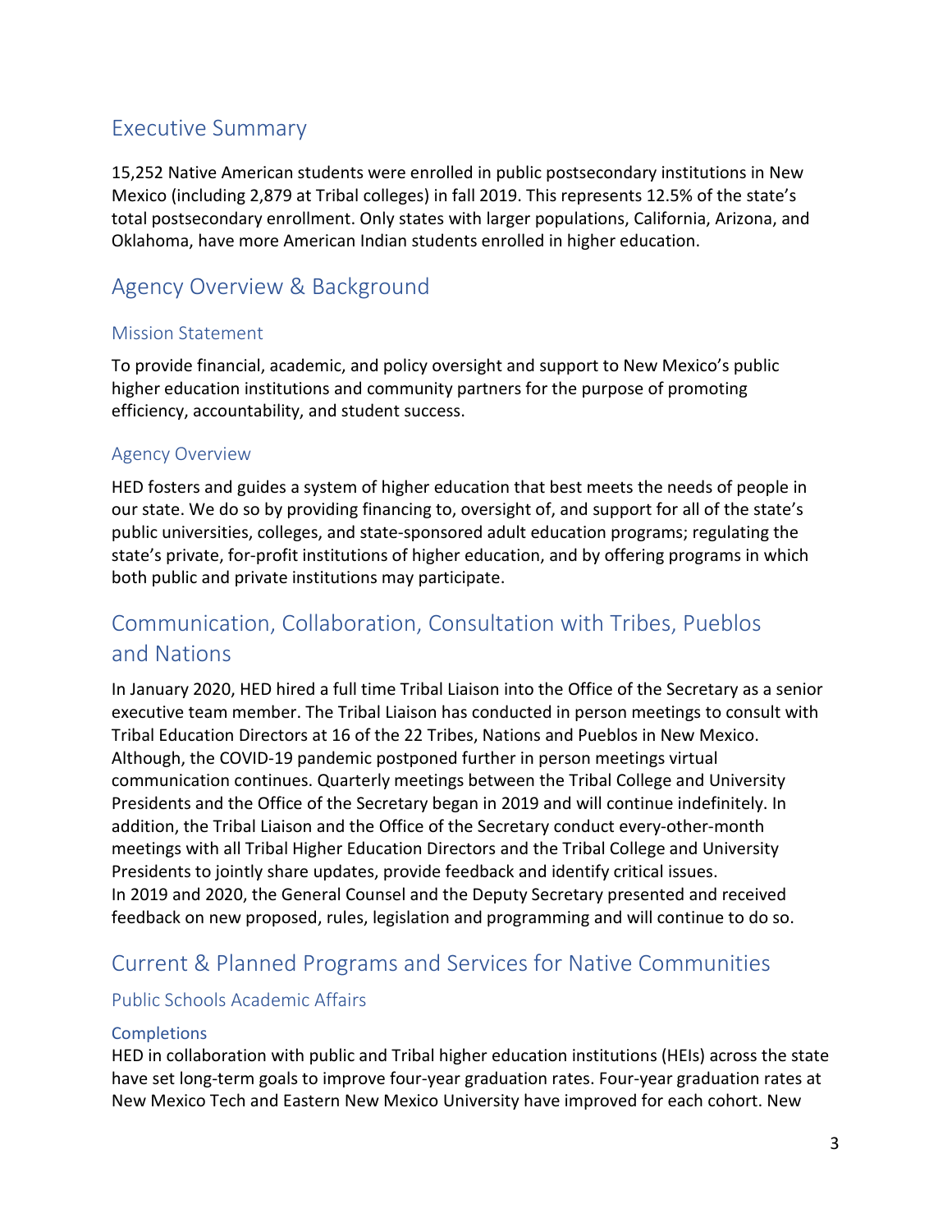## Executive Summary

15,252 Native American students were enrolled in public postsecondary institutions in New Mexico (including 2,879 at Tribal colleges) in fall 2019. This represents 12.5% of the state's total postsecondary enrollment. Only states with larger populations, California, Arizona, and Oklahoma, have more American Indian students enrolled in higher education.

## Agency Overview & Background

### Mission Statement

To provide financial, academic, and policy oversight and support to New Mexico's public higher education institutions and community partners for the purpose of promoting efficiency, accountability, and student success.

### Agency Overview

HED fosters and guides a system of higher education that best meets the needs of people in our state. We do so by providing financing to, oversight of, and support for all of the state's public universities, colleges, and state-sponsored adult education programs; regulating the state's private, for-profit institutions of higher education, and by offering programs in which both public and private institutions may participate.

## Communication, Collaboration, Consultation with Tribes, Pueblos and Nations

In January 2020, HED hired a full time Tribal Liaison into the Office of the Secretary as a senior executive team member. The Tribal Liaison has conducted in person meetings to consult with Tribal Education Directors at 16 of the 22 Tribes, Nations and Pueblos in New Mexico. Although, the COVID-19 pandemic postponed further in person meetings virtual communication continues. Quarterly meetings between the Tribal College and University Presidents and the Office of the Secretary began in 2019 and will continue indefinitely. In addition, the Tribal Liaison and the Office of the Secretary conduct every-other-month meetings with all Tribal Higher Education Directors and the Tribal College and University Presidents to jointly share updates, provide feedback and identify critical issues.
In 2019 and 2020, the General Counsel and the Deputy Secretary presented and received feedback on new proposed, rules, legislation and programming and will continue to do so.

## Current & Planned Programs and Services for Native Communities

### Public Schools Academic Affairs

#### Completions

HED in collaboration with public and Tribal higher education institutions (HEIs) across the state have set long-term goals to improve four-year graduation rates. Four-year graduation rates at New Mexico Tech and Eastern New Mexico University have improved for each cohort. New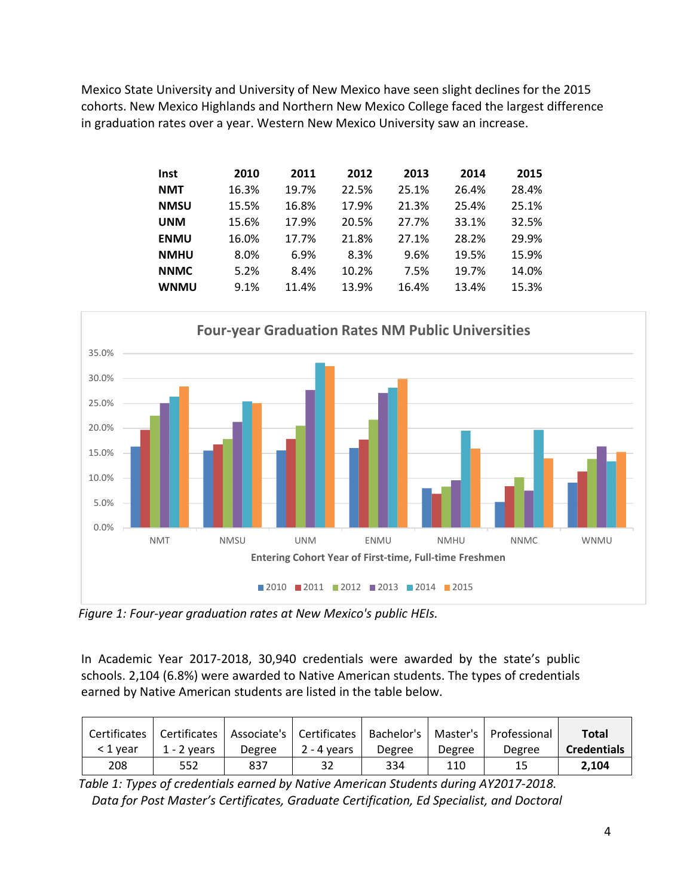Mexico State University and University of New Mexico have seen slight declines for the 2015 cohorts. New Mexico Highlands and Northern New Mexico College faced the largest difference in graduation rates over a year. Western New Mexico University saw an increase.

| Inst | 2010 | 2011 | 2012 | 2013 | 2014 | 2015 |
|---|---|---|---|---|---|---|
| NMT | 16.3% | 19.7% | 22.5% | 25.1% | 26.4% | 28.4% |
| NMSU | 15.5% | 16.8% | 17.9% | 21.3% | 25.4% | 25.1% |
| UNM | 15.6% | 17.9% | 20.5% | 27.7% | 33.1% | 32.5% |
| ENMU | 16.0% | 17.7% | 21.8% | 27.1% | 28.2% | 29.9% |
| NMHU | 8.0% | 6.9% | 8.3% | 9.6% | 19.5% | 15.9% |
| NNMC | 5.2% | 8.4% | 10.2% | 7.5% | 19.7% | 14.0% |
| WNMU | 9.1% | 11.4% | 13.9% | 16.4% | 13.4% | 15.3% |

*Figure 1: Four-year graduation rates at New Mexico's public HEIs.*

In Academic Year 2017-2018, 30,940 credentials were awarded by the state's public schools. 2,104 (6.8%) were awarded to Native American students. The types of credentials earned by Native American students are listed in the table below.

| Certificates < 1 year | Certificates 1 - 2 years | Associate's Degree | Certificates 2 - 4 years | Bachelor's Degree | Master's Degree | Professional Degree | **Total Credentials** |
|---|---|---|---|---|---|---|---|
| 208 | 552 | 837 | 32 | 334 | 110 | 15 | **2,104** |

*Table 1: Types of credentials earned by Native American Students during AY2017-2018. Data for Post Master's Certificates, Graduate Certification, Ed Specialist, and Doctoral*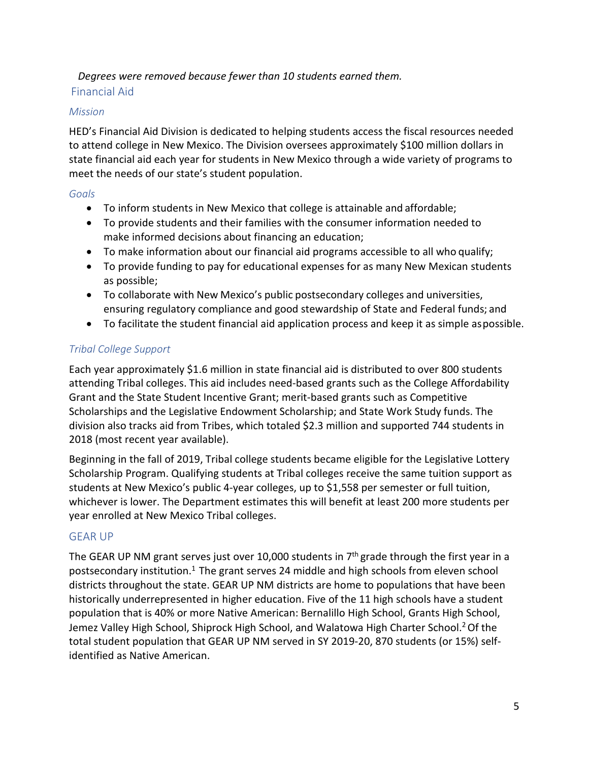*Degrees were removed because fewer than 10 students earned them.*

## Financial Aid

### *Mission*

HED's Financial Aid Division is dedicated to helping students access the fiscal resources needed to attend college in New Mexico. The Division oversees approximately $100 million dollars in state financial aid each year for students in New Mexico through a wide variety of programs to meet the needs of our state's student population.

### *Goals*

- To inform students in New Mexico that college is attainable and affordable;
- To provide students and their families with the consumer information needed to make informed decisions about financing an education;
- To make information about our financial aid programs accessible to all who qualify;
- To provide funding to pay for educational expenses for as many New Mexican students as possible;
- To collaborate with New Mexico's public postsecondary colleges and universities, ensuring regulatory compliance and good stewardship of State and Federal funds; and
- To facilitate the student financial aid application process and keep it as simple as possible.

### *Tribal College Support*

Each year approximately $1.6 million in state financial aid is distributed to over 800 students attending Tribal colleges. This aid includes need-based grants such as the College Affordability Grant and the State Student Incentive Grant; merit-based grants such as Competitive Scholarships and the Legislative Endowment Scholarship; and State Work Study funds. The division also tracks aid from Tribes, which totaled $2.3 million and supported 744 students in 2018 (most recent year available).

Beginning in the fall of 2019, Tribal college students became eligible for the Legislative Lottery Scholarship Program. Qualifying students at Tribal colleges receive the same tuition support as students at New Mexico's public 4-year colleges, up to $1,558 per semester or full tuition, whichever is lower. The Department estimates this will benefit at least 200 more students per year enrolled at New Mexico Tribal colleges.

## GEAR UP

The GEAR UP NM grant serves just over 10,000 students in 7th grade through the first year in a postsecondary institution.[1] The grant serves 24 middle and high schools from eleven school districts throughout the state. GEAR UP NM districts are home to populations that have been historically underrepresented in higher education. Five of the 11 high schools have a student population that is 40% or more Native American: Bernalillo High School, Grants High School, Jemez Valley High School, Shiprock High School, and Walatowa High Charter School.[2] Of the total student population that GEAR UP NM served in SY 2019-20, 870 students (or 15%) self-identified as Native American.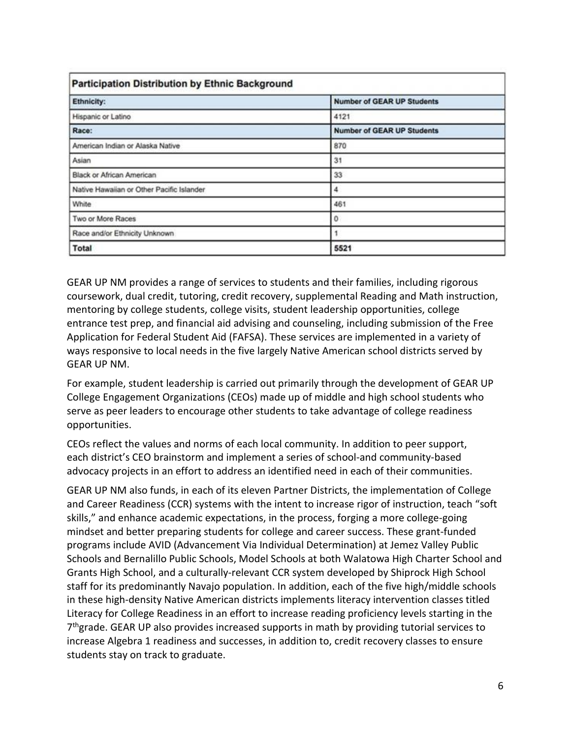| Participation Distribution by Ethnic Background | |
|---|---|
| **Ethnicity:** | **Number of GEAR UP Students** |
| Hispanic or Latino | 4121 |
| **Race:** | **Number of GEAR UP Students** |
| American Indian or Alaska Native | 870 |
| Asian | 31 |
| Black or African American | 33 |
| Native Hawaiian or Other Pacific Islander | 4 |
| White | 461 |
| Two or More Races | 0 |
| Race and/or Ethnicity Unknown | 1 |
| **Total** | **5521** |

GEAR UP NM provides a range of services to students and their families, including rigorous coursework, dual credit, tutoring, credit recovery, supplemental Reading and Math instruction, mentoring by college students, college visits, student leadership opportunities, college entrance test prep, and financial aid advising and counseling, including submission of the Free Application for Federal Student Aid (FAFSA). These services are implemented in a variety of ways responsive to local needs in the five largely Native American school districts served by GEAR UP NM.

For example, student leadership is carried out primarily through the development of GEAR UP College Engagement Organizations (CEOs) made up of middle and high school students who serve as peer leaders to encourage other students to take advantage of college readiness opportunities.

CEOs reflect the values and norms of each local community. In addition to peer support, each district's CEO brainstorm and implement a series of school-and community-based advocacy projects in an effort to address an identified need in each of their communities.

GEAR UP NM also funds, in each of its eleven Partner Districts, the implementation of College and Career Readiness (CCR) systems with the intent to increase rigor of instruction, teach "soft skills," and enhance academic expectations, in the process, forging a more college-going mindset and better preparing students for college and career success. These grant-funded programs include AVID (Advancement Via Individual Determination) at Jemez Valley Public Schools and Bernalillo Public Schools, Model Schools at both Walatowa High Charter School and Grants High School, and a culturally-relevant CCR system developed by Shiprock High School staff for its predominantly Navajo population. In addition, each of the five high/middle schools in these high-density Native American districts implements literacy intervention classes titled Literacy for College Readiness in an effort to increase reading proficiency levels starting in the 7th grade. GEAR UP also provides increased supports in math by providing tutorial services to increase Algebra 1 readiness and successes, in addition to, credit recovery classes to ensure students stay on track to graduate.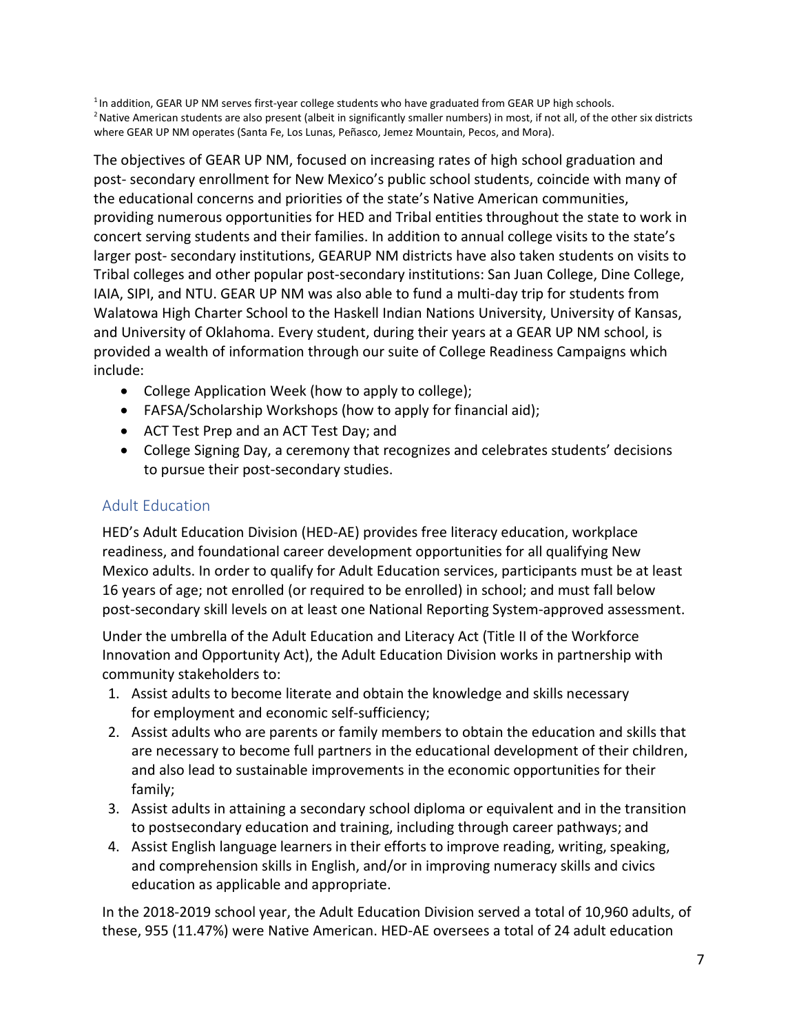[1] In addition, GEAR UP NM serves first-year college students who have graduated from GEAR UP high schools.
[2] Native American students are also present (albeit in significantly smaller numbers) in most, if not all, of the other six districts where GEAR UP NM operates (Santa Fe, Los Lunas, Peñasco, Jemez Mountain, Pecos, and Mora).

The objectives of GEAR UP NM, focused on increasing rates of high school graduation and post- secondary enrollment for New Mexico's public school students, coincide with many of the educational concerns and priorities of the state's Native American communities, providing numerous opportunities for HED and Tribal entities throughout the state to work in concert serving students and their families. In addition to annual college visits to the state's larger post- secondary institutions, GEARUP NM districts have also taken students on visits to Tribal colleges and other popular post-secondary institutions: San Juan College, Dine College, IAIA, SIPI, and NTU. GEAR UP NM was also able to fund a multi-day trip for students from Walatowa High Charter School to the Haskell Indian Nations University, University of Kansas, and University of Oklahoma. Every student, during their years at a GEAR UP NM school, is provided a wealth of information through our suite of College Readiness Campaigns which include:

- College Application Week (how to apply to college);
- FAFSA/Scholarship Workshops (how to apply for financial aid);
- ACT Test Prep and an ACT Test Day; and
- College Signing Day, a ceremony that recognizes and celebrates students' decisions to pursue their post-secondary studies.

## Adult Education

HED's Adult Education Division (HED-AE) provides free literacy education, workplace readiness, and foundational career development opportunities for all qualifying New Mexico adults. In order to qualify for Adult Education services, participants must be at least 16 years of age; not enrolled (or required to be enrolled) in school; and must fall below post-secondary skill levels on at least one National Reporting System-approved assessment.

Under the umbrella of the Adult Education and Literacy Act (Title II of the Workforce Innovation and Opportunity Act), the Adult Education Division works in partnership with community stakeholders to:

1. Assist adults to become literate and obtain the knowledge and skills necessary for employment and economic self-sufficiency;
2. Assist adults who are parents or family members to obtain the education and skills that are necessary to become full partners in the educational development of their children, and also lead to sustainable improvements in the economic opportunities for their family;
3. Assist adults in attaining a secondary school diploma or equivalent and in the transition to postsecondary education and training, including through career pathways; and
4. Assist English language learners in their efforts to improve reading, writing, speaking, and comprehension skills in English, and/or in improving numeracy skills and civics education as applicable and appropriate.

In the 2018-2019 school year, the Adult Education Division served a total of 10,960 adults, of these, 955 (11.47%) were Native American. HED-AE oversees a total of 24 adult education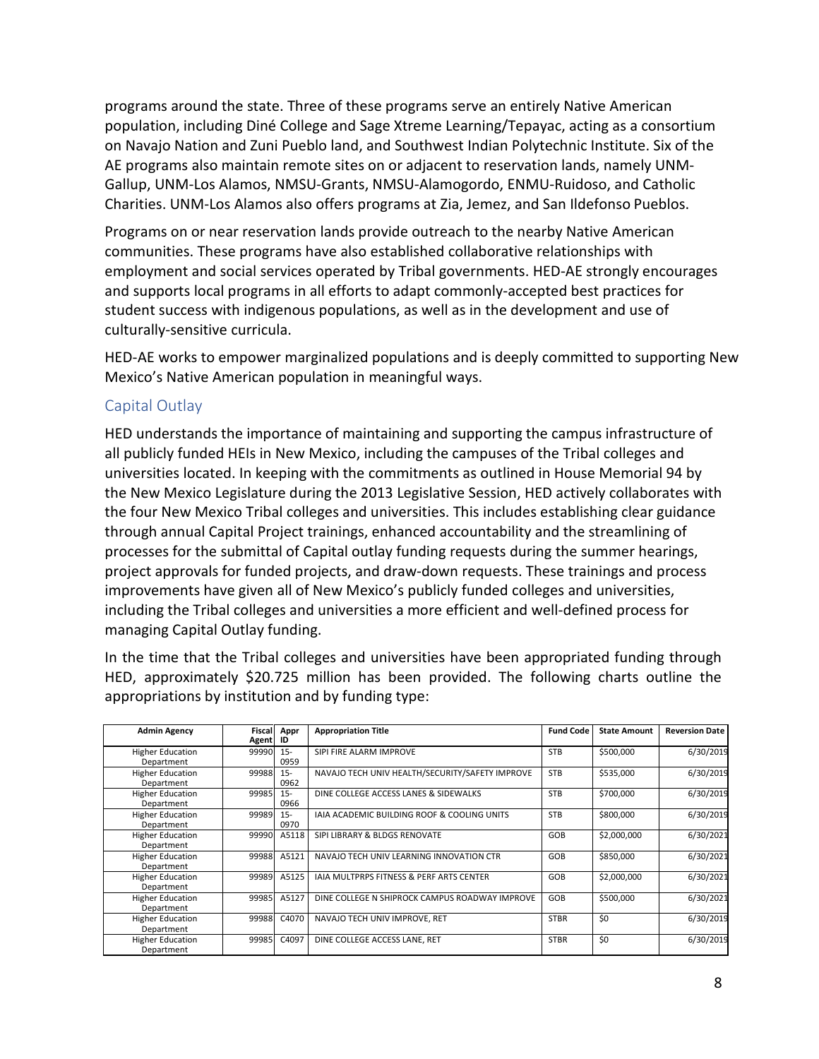programs around the state. Three of these programs serve an entirely Native American population, including Diné College and Sage Xtreme Learning/Tepayac, acting as a consortium on Navajo Nation and Zuni Pueblo land, and Southwest Indian Polytechnic Institute. Six of the AE programs also maintain remote sites on or adjacent to reservation lands, namely UNM-Gallup, UNM-Los Alamos, NMSU-Grants, NMSU-Alamogordo, ENMU-Ruidoso, and Catholic Charities. UNM-Los Alamos also offers programs at Zia, Jemez, and San Ildefonso Pueblos.

Programs on or near reservation lands provide outreach to the nearby Native American communities. These programs have also established collaborative relationships with employment and social services operated by Tribal governments. HED-AE strongly encourages and supports local programs in all efforts to adapt commonly-accepted best practices for student success with indigenous populations, as well as in the development and use of culturally-sensitive curricula.

HED-AE works to empower marginalized populations and is deeply committed to supporting New Mexico's Native American population in meaningful ways.

## Capital Outlay

HED understands the importance of maintaining and supporting the campus infrastructure of all publicly funded HEIs in New Mexico, including the campuses of the Tribal colleges and universities located. In keeping with the commitments as outlined in House Memorial 94 by the New Mexico Legislature during the 2013 Legislative Session, HED actively collaborates with the four New Mexico Tribal colleges and universities. This includes establishing clear guidance through annual Capital Project trainings, enhanced accountability and the streamlining of processes for the submittal of Capital outlay funding requests during the summer hearings, project approvals for funded projects, and draw-down requests. These trainings and process improvements have given all of New Mexico's publicly funded colleges and universities, including the Tribal colleges and universities a more efficient and well-defined process for managing Capital Outlay funding.

In the time that the Tribal colleges and universities have been appropriated funding through HED, approximately $20.725 million has been provided. The following charts outline the appropriations by institution and by funding type:

| Admin Agency | Fiscal Agent | Appr ID | Appropriation Title | Fund Code | State Amount | Reversion Date |
|---|---|---|---|---|---|---|
| Higher Education Department | 99990 | 15-0959 | SIPI FIRE ALARM IMPROVE | STB | $500,000 | 6/30/2019 |
| Higher Education Department | 99988 | 15-0962 | NAVAJO TECH UNIV HEALTH/SECURITY/SAFETY IMPROVE | STB | $535,000 | 6/30/2019 |
| Higher Education Department | 99985 | 15-0966 | DINE COLLEGE ACCESS LANES & SIDEWALKS | STB | $700,000 | 6/30/2019 |
| Higher Education Department | 99989 | 15-0970 | IAIA ACADEMIC BUILDING ROOF & COOLING UNITS | STB | $800,000 | 6/30/2019 |
| Higher Education Department | 99990 | A5118 | SIPI LIBRARY & BLDGS RENOVATE | GOB | $2,000,000 | 6/30/2021 |
| Higher Education Department | 99988 | A5121 | NAVAJO TECH UNIV LEARNING INNOVATION CTR | GOB | $850,000 | 6/30/2021 |
| Higher Education Department | 99989 | A5125 | IAIA MULTPRPS FITNESS & PERF ARTS CENTER | GOB | $2,000,000 | 6/30/2021 |
| Higher Education Department | 99985 | A5127 | DINE COLLEGE N SHIPROCK CAMPUS ROADWAY IMPROVE | GOB | $500,000 | 6/30/2021 |
| Higher Education Department | 99988 | C4070 | NAVAJO TECH UNIV IMPROVE, RET | STBR | $0 | 6/30/2019 |
| Higher Education Department | 99985 | C4097 | DINE COLLEGE ACCESS LANE, RET | STBR | $0 | 6/30/2019 |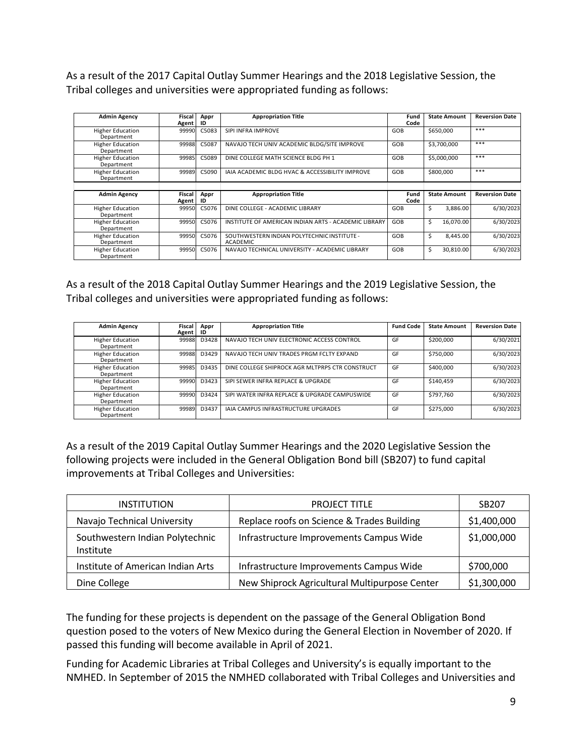As a result of the 2017 Capital Outlay Summer Hearings and the 2018 Legislative Session, the Tribal colleges and universities were appropriated funding as follows:

| Admin Agency | Fiscal Agent | Appr ID | Appropriation Title | Fund Code | State Amount | Reversion Date |
|---|---|---|---|---|---|---|
| Higher Education Department | 99990 | C5083 | SIPI INFRA IMPROVE | GOB | $650,000 | *** |
| Higher Education Department | 99988 | C5087 | NAVAJO TECH UNIV ACADEMIC BLDG/SITE IMPROVE | GOB | $3,700,000 | *** |
| Higher Education Department | 99985 | C5089 | DINE COLLEGE MATH SCIENCE BLDG PH 1 | GOB | $5,000,000 | *** |
| Higher Education Department | 99989 | C5090 | IAIA ACADEMIC BLDG HVAC & ACCESSIBILITY IMPROVE | GOB | $800,000 | *** |

| Admin Agency | Fiscal Agent | Appr ID | Appropriation Title | Fund Code | State Amount | Reversion Date |
|---|---|---|---|---|---|---|
| Higher Education Department | 99950 | C5076 | DINE COLLEGE - ACADEMIC LIBRARY | GOB | $ 3,886.00 | 6/30/2023 |
| Higher Education Department | 99950 | C5076 | INSTITUTE OF AMERICAN INDIAN ARTS - ACADEMIC LIBRARY | GOB | $ 16,070.00 | 6/30/2023 |
| Higher Education Department | 99950 | C5076 | SOUTHWESTERN INDIAN POLYTECHNIC INSTITUTE - ACADEMIC | GOB | $ 8,445.00 | 6/30/2023 |
| Higher Education Department | 99950 | C5076 | NAVAJO TECHNICAL UNIVERSITY - ACADEMIC LIBRARY | GOB | $ 30,810.00 | 6/30/2023 |

As a result of the 2018 Capital Outlay Summer Hearings and the 2019 Legislative Session, the Tribal colleges and universities were appropriated funding as follows:

| Admin Agency | Fiscal Agent | Appr ID | Appropriation Title | Fund Code | State Amount | Reversion Date |
|---|---|---|---|---|---|---|
| Higher Education Department | 99988 | D3428 | NAVAJO TECH UNIV ELECTRONIC ACCESS CONTROL | GF | $200,000 | 6/30/2021 |
| Higher Education Department | 99988 | D3429 | NAVAJO TECH UNIV TRADES PRGM FCLTY EXPAND | GF | $750,000 | 6/30/2023 |
| Higher Education Department | 99985 | D3435 | DINE COLLEGE SHIPROCK AGR MLTPRPS CTR CONSTRUCT | GF | $400,000 | 6/30/2023 |
| Higher Education Department | 99990 | D3423 | SIPI SEWER INFRA REPLACE & UPGRADE | GF | $140,459 | 6/30/2023 |
| Higher Education Department | 99990 | D3424 | SIPI WATER INFRA REPLACE & UPGRADE CAMPUSWIDE | GF | $797,760 | 6/30/2023 |
| Higher Education Department | 99989 | D3437 | IAIA CAMPUS INFRASTRUCTURE UPGRADES | GF | $275,000 | 6/30/2023 |

As a result of the 2019 Capital Outlay Summer Hearings and the 2020 Legislative Session the following projects were included in the General Obligation Bond bill (SB207) to fund capital improvements at Tribal Colleges and Universities:

| INSTITUTION | PROJECT TITLE | SB207 |
|---|---|---|
| Navajo Technical University | Replace roofs on Science & Trades Building | $1,400,000 |
| Southwestern Indian Polytechnic Institute | Infrastructure Improvements Campus Wide | $1,000,000 |
| Institute of American Indian Arts | Infrastructure Improvements Campus Wide | $700,000 |
| Dine College | New Shiprock Agricultural Multipurpose Center | $1,300,000 |

The funding for these projects is dependent on the passage of the General Obligation Bond question posed to the voters of New Mexico during the General Election in November of 2020. If passed this funding will become available in April of 2021.

Funding for Academic Libraries at Tribal Colleges and University's is equally important to the NMHED. In September of 2015 the NMHED collaborated with Tribal Colleges and Universities and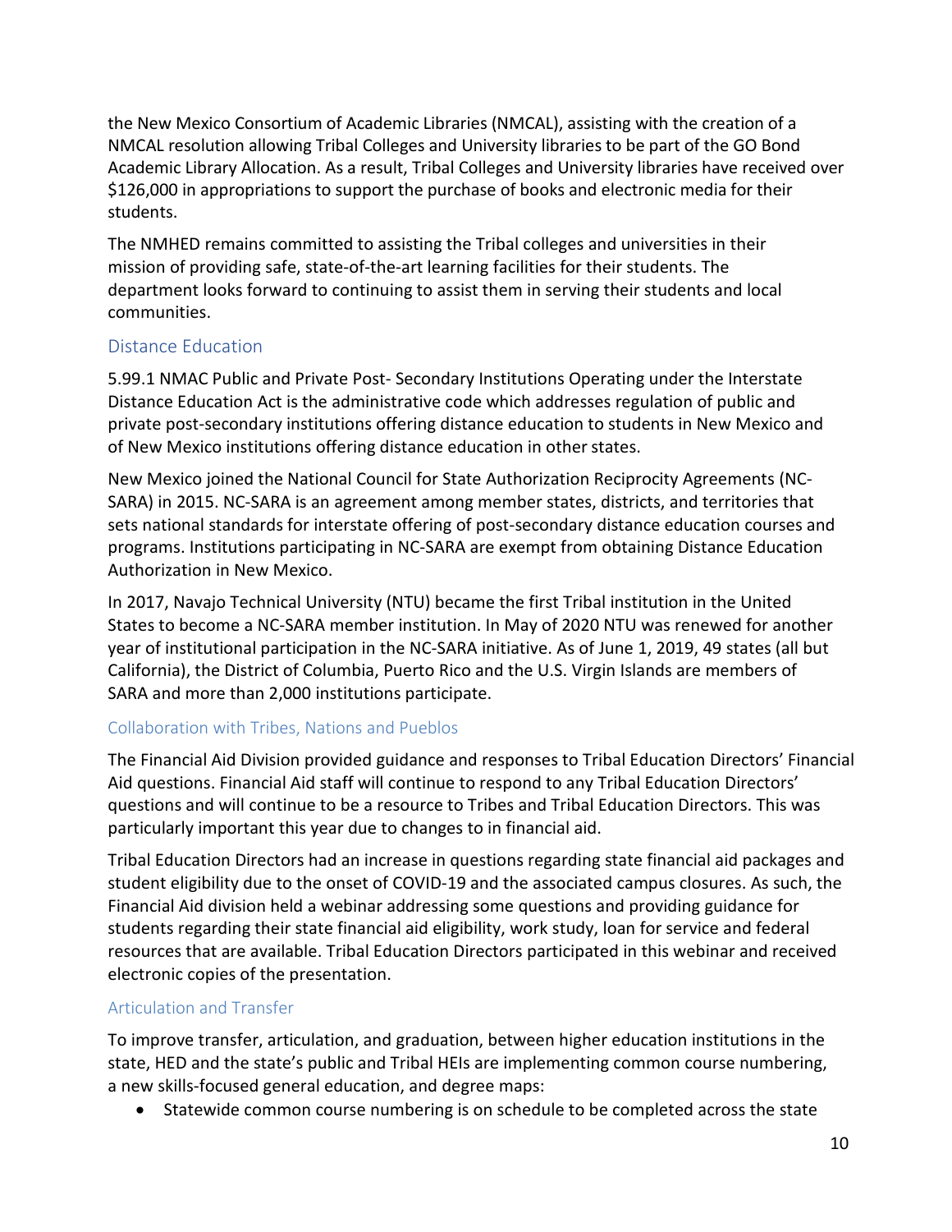the New Mexico Consortium of Academic Libraries (NMCAL), assisting with the creation of a NMCAL resolution allowing Tribal Colleges and University libraries to be part of the GO Bond Academic Library Allocation. As a result, Tribal Colleges and University libraries have received over $126,000 in appropriations to support the purchase of books and electronic media for their students.

The NMHED remains committed to assisting the Tribal colleges and universities in their mission of providing safe, state-of-the-art learning facilities for their students. The department looks forward to continuing to assist them in serving their students and local communities.

## Distance Education

5.99.1 NMAC Public and Private Post- Secondary Institutions Operating under the Interstate Distance Education Act is the administrative code which addresses regulation of public and private post-secondary institutions offering distance education to students in New Mexico and of New Mexico institutions offering distance education in other states.

New Mexico joined the National Council for State Authorization Reciprocity Agreements (NC-SARA) in 2015. NC-SARA is an agreement among member states, districts, and territories that sets national standards for interstate offering of post-secondary distance education courses and programs. Institutions participating in NC-SARA are exempt from obtaining Distance Education Authorization in New Mexico.

In 2017, Navajo Technical University (NTU) became the first Tribal institution in the United States to become a NC-SARA member institution. In May of 2020 NTU was renewed for another year of institutional participation in the NC-SARA initiative. As of June 1, 2019, 49 states (all but California), the District of Columbia, Puerto Rico and the U.S. Virgin Islands are members of SARA and more than 2,000 institutions participate.

### Collaboration with Tribes, Nations and Pueblos

The Financial Aid Division provided guidance and responses to Tribal Education Directors' Financial Aid questions. Financial Aid staff will continue to respond to any Tribal Education Directors' questions and will continue to be a resource to Tribes and Tribal Education Directors. This was particularly important this year due to changes to in financial aid.

Tribal Education Directors had an increase in questions regarding state financial aid packages and student eligibility due to the onset of COVID-19 and the associated campus closures. As such, the Financial Aid division held a webinar addressing some questions and providing guidance for students regarding their state financial aid eligibility, work study, loan for service and federal resources that are available. Tribal Education Directors participated in this webinar and received electronic copies of the presentation.

### Articulation and Transfer

To improve transfer, articulation, and graduation, between higher education institutions in the state, HED and the state's public and Tribal HEIs are implementing common course numbering, a new skills-focused general education, and degree maps:

- Statewide common course numbering is on schedule to be completed across the state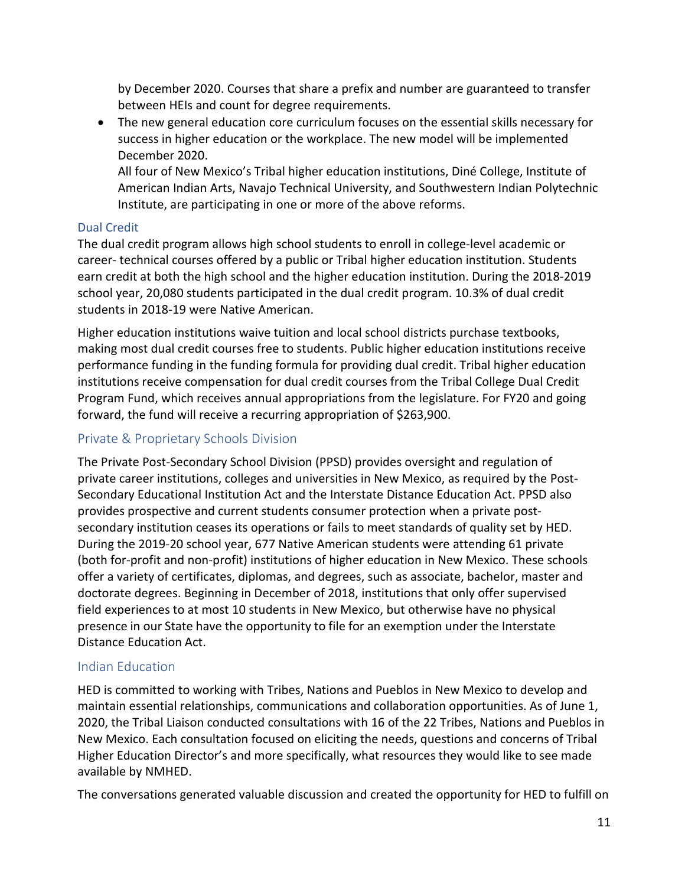by December 2020. Courses that share a prefix and number are guaranteed to transfer between HEIs and count for degree requirements.

- The new general education core curriculum focuses on the essential skills necessary for success in higher education or the workplace. The new model will be implemented December 2020.

  All four of New Mexico's Tribal higher education institutions, Diné College, Institute of American Indian Arts, Navajo Technical University, and Southwestern Indian Polytechnic Institute, are participating in one or more of the above reforms.

### Dual Credit

The dual credit program allows high school students to enroll in college-level academic or career- technical courses offered by a public or Tribal higher education institution. Students earn credit at both the high school and the higher education institution. During the 2018-2019 school year, 20,080 students participated in the dual credit program. 10.3% of dual credit students in 2018-19 were Native American.

Higher education institutions waive tuition and local school districts purchase textbooks, making most dual credit courses free to students. Public higher education institutions receive performance funding in the funding formula for providing dual credit. Tribal higher education institutions receive compensation for dual credit courses from the Tribal College Dual Credit Program Fund, which receives annual appropriations from the legislature. For FY20 and going forward, the fund will receive a recurring appropriation of $263,900.

## Private & Proprietary Schools Division

The Private Post-Secondary School Division (PPSD) provides oversight and regulation of private career institutions, colleges and universities in New Mexico, as required by the Post-Secondary Educational Institution Act and the Interstate Distance Education Act. PPSD also provides prospective and current students consumer protection when a private post-secondary institution ceases its operations or fails to meet standards of quality set by HED. During the 2019-20 school year, 677 Native American students were attending 61 private (both for-profit and non-profit) institutions of higher education in New Mexico. These schools offer a variety of certificates, diplomas, and degrees, such as associate, bachelor, master and doctorate degrees. Beginning in December of 2018, institutions that only offer supervised field experiences to at most 10 students in New Mexico, but otherwise have no physical presence in our State have the opportunity to file for an exemption under the Interstate Distance Education Act.

## Indian Education

HED is committed to working with Tribes, Nations and Pueblos in New Mexico to develop and maintain essential relationships, communications and collaboration opportunities. As of June 1, 2020, the Tribal Liaison conducted consultations with 16 of the 22 Tribes, Nations and Pueblos in New Mexico. Each consultation focused on eliciting the needs, questions and concerns of Tribal Higher Education Director's and more specifically, what resources they would like to see made available by NMHED.

The conversations generated valuable discussion and created the opportunity for HED to fulfill on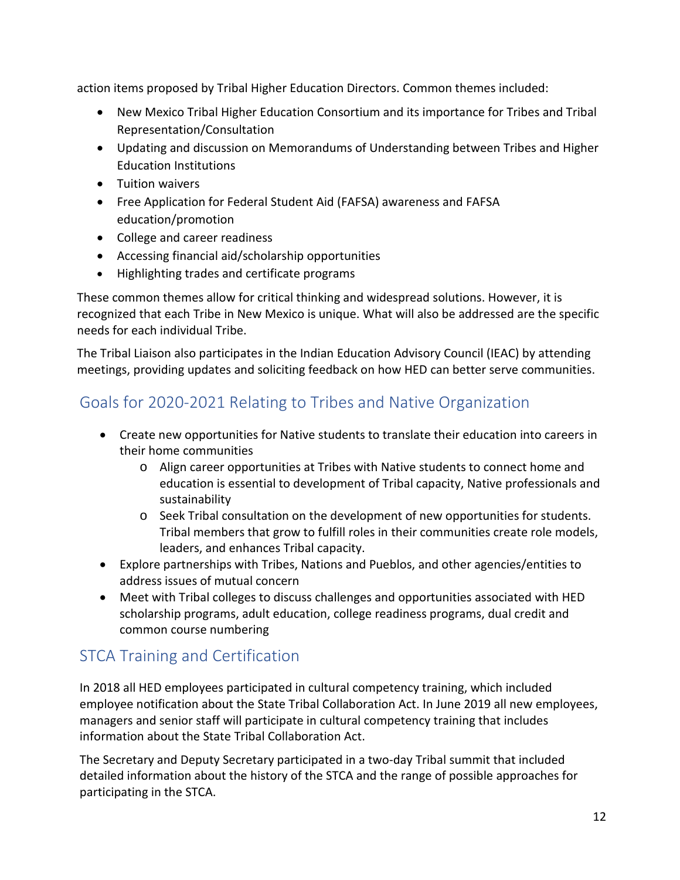action items proposed by Tribal Higher Education Directors. Common themes included:

- New Mexico Tribal Higher Education Consortium and its importance for Tribes and Tribal Representation/Consultation
- Updating and discussion on Memorandums of Understanding between Tribes and Higher Education Institutions
- Tuition waivers
- Free Application for Federal Student Aid (FAFSA) awareness and FAFSA education/promotion
- College and career readiness
- Accessing financial aid/scholarship opportunities
- Highlighting trades and certificate programs

These common themes allow for critical thinking and widespread solutions. However, it is recognized that each Tribe in New Mexico is unique. What will also be addressed are the specific needs for each individual Tribe.

The Tribal Liaison also participates in the Indian Education Advisory Council (IEAC) by attending meetings, providing updates and soliciting feedback on how HED can better serve communities.

## Goals for 2020-2021 Relating to Tribes and Native Organization

- Create new opportunities for Native students to translate their education into careers in their home communities
  - Align career opportunities at Tribes with Native students to connect home and education is essential to development of Tribal capacity, Native professionals and sustainability
  - Seek Tribal consultation on the development of new opportunities for students. Tribal members that grow to fulfill roles in their communities create role models, leaders, and enhances Tribal capacity.
- Explore partnerships with Tribes, Nations and Pueblos, and other agencies/entities to address issues of mutual concern
- Meet with Tribal colleges to discuss challenges and opportunities associated with HED scholarship programs, adult education, college readiness programs, dual credit and common course numbering

## STCA Training and Certification

In 2018 all HED employees participated in cultural competency training, which included employee notification about the State Tribal Collaboration Act. In June 2019 all new employees, managers and senior staff will participate in cultural competency training that includes information about the State Tribal Collaboration Act.

The Secretary and Deputy Secretary participated in a two-day Tribal summit that included detailed information about the history of the STCA and the range of possible approaches for participating in the STCA.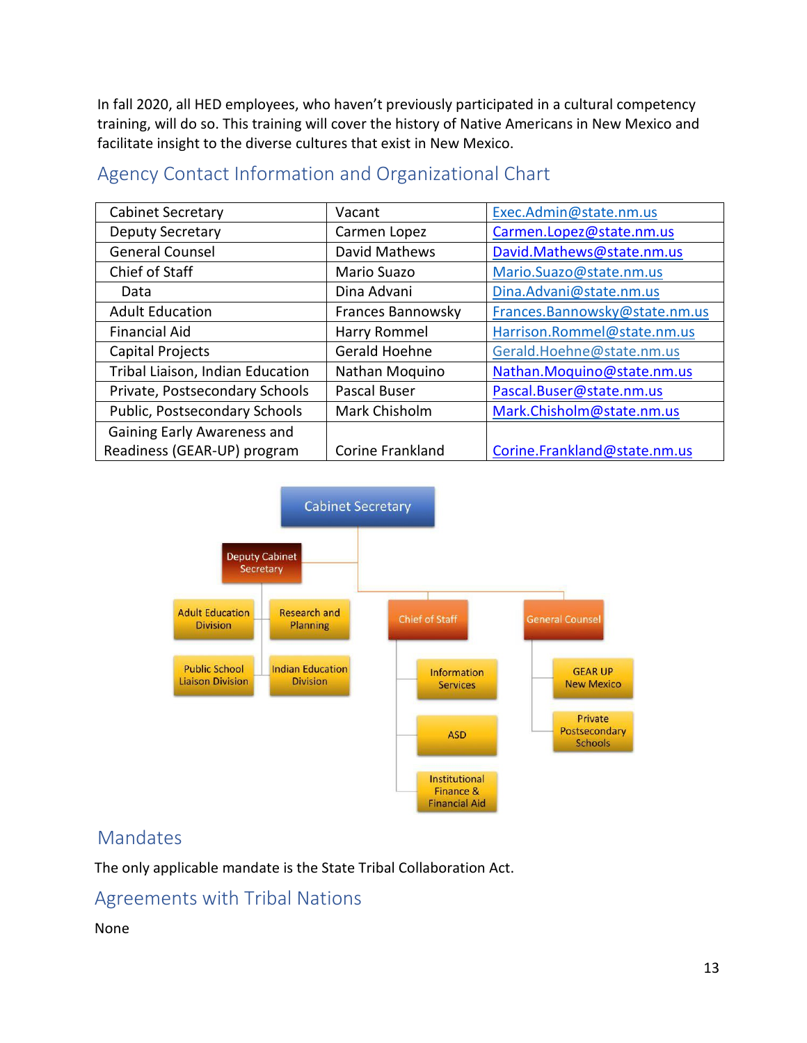In fall 2020, all HED employees, who haven't previously participated in a cultural competency training, will do so. This training will cover the history of Native Americans in New Mexico and facilitate insight to the diverse cultures that exist in New Mexico.

## Agency Contact Information and Organizational Chart

| | | |
|---|---|---|
| Cabinet Secretary | Vacant | Exec.Admin@state.nm.us |
| Deputy Secretary | Carmen Lopez | Carmen.Lopez@state.nm.us |
| General Counsel | David Mathews | David.Mathews@state.nm.us |
| Chief of Staff | Mario Suazo | Mario.Suazo@state.nm.us |
| Data | Dina Advani | Dina.Advani@state.nm.us |
| Adult Education | Frances Bannowsky | Frances.Bannowsky@state.nm.us |
| Financial Aid | Harry Rommel | Harrison.Rommel@state.nm.us |
| Capital Projects | Gerald Hoehne | Gerald.Hoehne@state.nm.us |
| Tribal Liaison, Indian Education | Nathan Moquino | Nathan.Moquino@state.nm.us |
| Private, Postsecondary Schools | Pascal Buser | Pascal.Buser@state.nm.us |
| Public, Postsecondary Schools | Mark Chisholm | Mark.Chisholm@state.nm.us |
| Gaining Early Awareness and Readiness (GEAR-UP) program | Corine Frankland | Corine.Frankland@state.nm.us |

Cabinet Secretary

Deputy Cabinet Secretary

Adult Education Division

Research and Planning

Public School Liaison Division

Indian Education Division

Chief of Staff

Information Services

ASD

Institutional Finance & Financial Aid

General Counsel

GEAR UP New Mexico

Private Postsecondary Schools

## Mandates

The only applicable mandate is the State Tribal Collaboration Act.

## Agreements with Tribal Nations

None